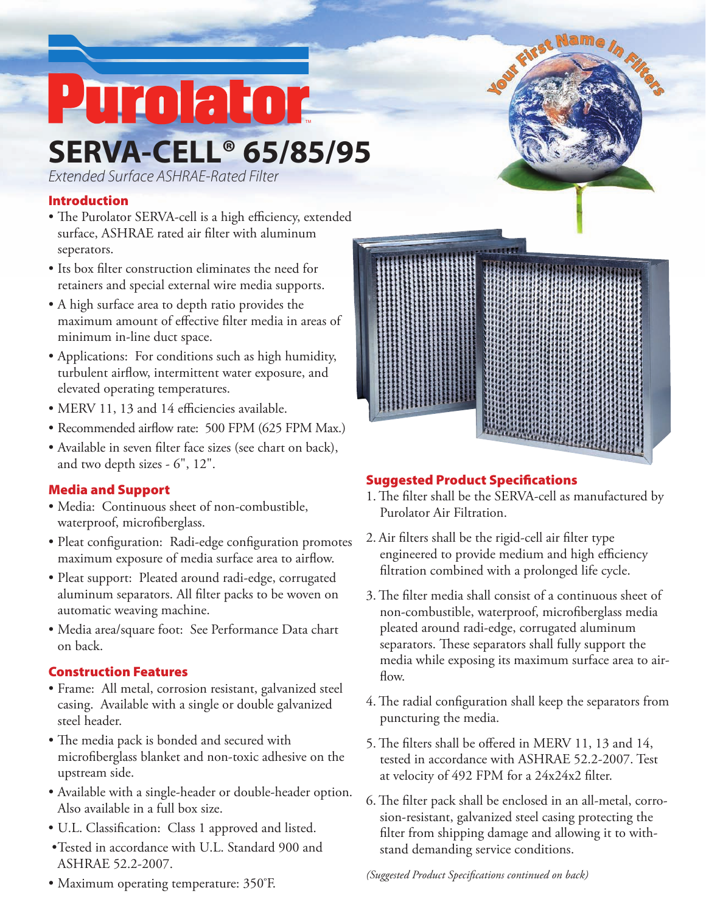# Purolator™

## SERVA-CELL® 65/85/95

*Extended Surface ASHRAE-Rated Filter*

Your First Name In Filters

### Introduction

- The Purolator SERVA-cell is a high efficiency, extended surface, ASHRAE rated air filter with aluminum seperators.
- Its box filter construction eliminates the need for retainers and special external wire media supports.
- A high surface area to depth ratio provides the maximum amount of effective filter media in areas of minimum in-line duct space.
- Applications: For conditions such as high humidity, turbulent airflow, intermittent water exposure, and elevated operating temperatures.
- MERV 11, 13 and 14 efficiencies available.
- Recommended airflow rate: 500 FPM (625 FPM Max.)
- Available in seven filter face sizes (see chart on back), and two depth sizes - 6", 12".

### Media and Support

- Media: Continuous sheet of non-combustible, waterproof, microfiberglass.
- Pleat configuration: Radi-edge configuration promotes maximum exposure of media surface area to airflow.
- Pleat support: Pleated around radi-edge, corrugated aluminum separators. All filter packs to be woven on automatic weaving machine.
- Media area/square foot: See Performance Data chart on back.

### Construction Features

- Frame: All metal, corrosion resistant, galvanized steel casing. Available with a single or double galvanized steel header.
- The media pack is bonded and secured with microfiberglass blanket and non-toxic adhesive on the upstream side.
- Available with a single-header or double-header option. Also available in a full box size.
- U.L. Classification: Class 1 approved and listed.
- Tested in accordance with U.L. Standard 900 and ASHRAE 52.2-2007.
- Maximum operating temperature: 350°F.

### Suggested Product Specifications

1. The filter shall be the SERVA-cell as manufactured by Purolator Air Filtration.
2. Air filters shall be the rigid-cell air filter type engineered to provide medium and high efficiency filtration combined with a prolonged life cycle.
3. The filter media shall consist of a continuous sheet of non-combustible, waterproof, microfiberglass media pleated around radi-edge, corrugated aluminum separators. These separators shall fully support the media while exposing its maximum surface area to air-flow.
4. The radial configuration shall keep the separators from puncturing the media.
5. The filters shall be offered in MERV 11, 13 and 14, tested in accordance with ASHRAE 52.2-2007. Test at velocity of 492 FPM for a 24x24x2 filter.
6. The filter pack shall be enclosed in an all-metal, corrosion-resistant, galvanized steel casing protecting the filter from shipping damage and allowing it to with-stand demanding service conditions.

*(Suggested Product Specifications continued on back)*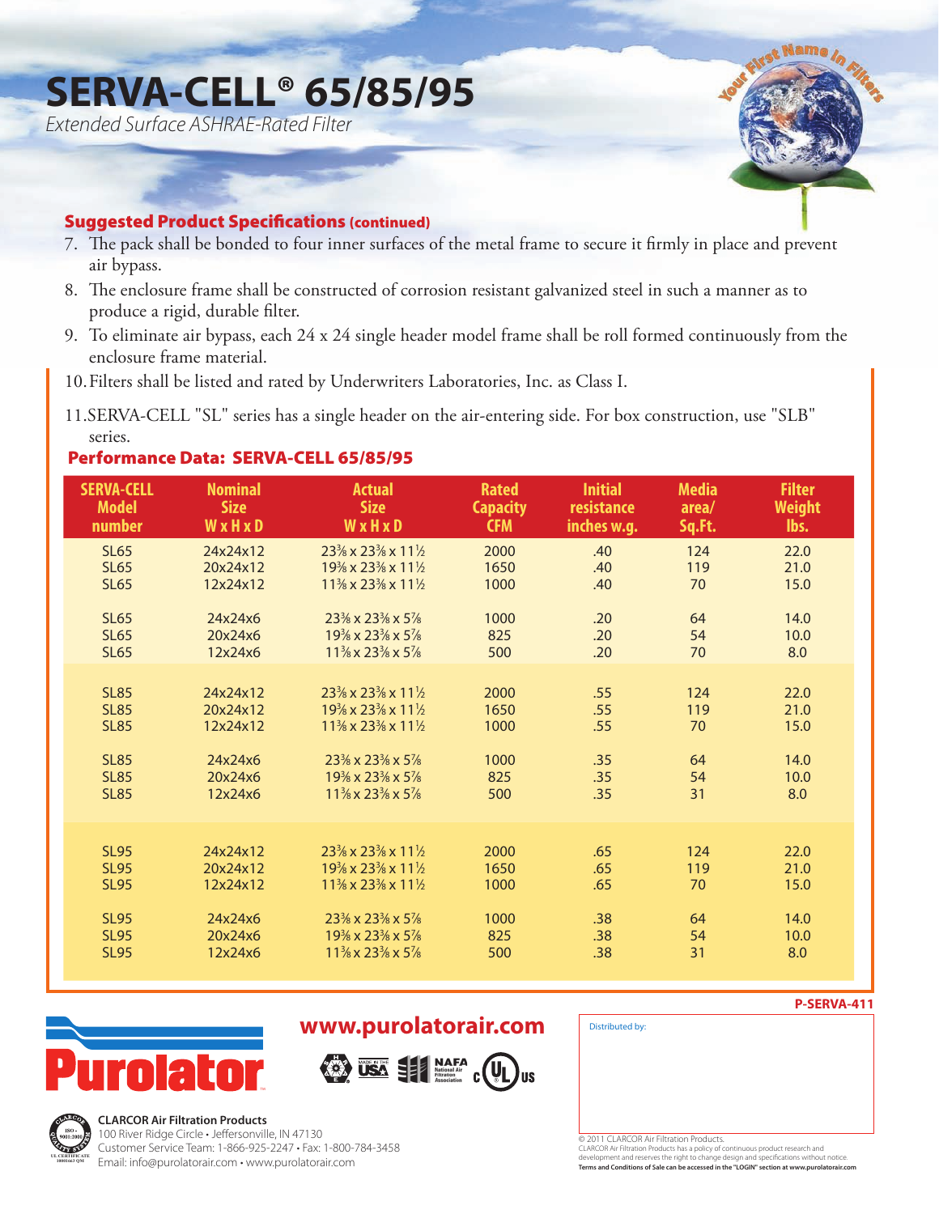# SERVA-CELL® 65/85/95

*Extended Surface ASHRAE-Rated Filter*

Your First Name in Filters

## Suggested Product Specifications (continued)

7. The pack shall be bonded to four inner surfaces of the metal frame to secure it firmly in place and prevent air bypass.
8. The enclosure frame shall be constructed of corrosion resistant galvanized steel in such a manner as to produce a rigid, durable filter.
9. To eliminate air bypass, each 24 x 24 single header model frame shall be roll formed continuously from the enclosure frame material.
10. Filters shall be listed and rated by Underwriters Laboratories, Inc. as Class I.
11. SERVA-CELL "SL" series has a single header on the air-entering side. For box construction, use "SLB" series.

## Performance Data: SERVA-CELL 65/85/95

| SERVA-CELL Model number | Nominal Size W x H x D | Actual Size W x H x D | Rated Capacity CFM | Initial resistance inches w.g. | Media area/ Sq.Ft. | Filter Weight lbs. |
|---|---|---|---|---|---|---|
| SL65 | 24x24x12 | 23⅜ x 23⅜ x 11½ | 2000 | .40 | 124 | 22.0 |
| SL65 | 20x24x12 | 19⅜ x 23⅜ x 11½ | 1650 | .40 | 119 | 21.0 |
| SL65 | 12x24x12 | 11⅜ x 23⅜ x 11½ | 1000 | .40 | 70 | 15.0 |
| SL65 | 24x24x6 | 23⅜ x 23⅜ x 5⅞ | 1000 | .20 | 64 | 14.0 |
| SL65 | 20x24x6 | 19⅜ x 23⅜ x 5⅞ | 825 | .20 | 54 | 10.0 |
| SL65 | 12x24x6 | 11⅜ x 23⅜ x 5⅞ | 500 | .20 | 70 | 8.0 |
| SL85 | 24x24x12 | 23⅜ x 23⅜ x 11½ | 2000 | .55 | 124 | 22.0 |
| SL85 | 20x24x12 | 19⅜ x 23⅜ x 11½ | 1650 | .55 | 119 | 21.0 |
| SL85 | 12x24x12 | 11⅜ x 23⅜ x 11½ | 1000 | .55 | 70 | 15.0 |
| SL85 | 24x24x6 | 23⅜ x 23⅜ x 5⅞ | 1000 | .35 | 64 | 14.0 |
| SL85 | 20x24x6 | 19⅜ x 23⅜ x 5⅞ | 825 | .35 | 54 | 10.0 |
| SL85 | 12x24x6 | 11⅜ x 23⅜ x 5⅞ | 500 | .35 | 31 | 8.0 |
| SL95 | 24x24x12 | 23⅜ x 23⅜ x 11½ | 2000 | .65 | 124 | 22.0 |
| SL95 | 20x24x12 | 19⅜ x 23⅜ x 11½ | 1650 | .65 | 119 | 21.0 |
| SL95 | 12x24x12 | 11⅜ x 23⅜ x 11½ | 1000 | .65 | 70 | 15.0 |
| SL95 | 24x24x6 | 23⅜ x 23⅜ x 5⅞ | 1000 | .38 | 64 | 14.0 |
| SL95 | 20x24x6 | 19⅜ x 23⅜ x 5⅞ | 825 | .38 | 54 | 10.0 |
| SL95 | 12x24x6 | 11⅜ x 23⅜ x 5⅞ | 500 | .38 | 31 | 8.0 |

P-SERVA-411

Purolator

www.purolatorair.com

Distributed by:

**CLARCOR Air Filtration Products**
100 River Ridge Circle • Jeffersonville, IN 47130
Customer Service Team: 1-866-925-2247 • Fax: 1-800-784-3458
Email: info@purolatorair.com • www.purolatorair.com

© 2011 CLARCOR Air Filtration Products.
CLARCOR Air Filtration Products has a policy of continuous product research and development and reserves the right to change design and specifications without notice.
**Terms and Conditions of Sale can be accessed in the "LOGIN" section at www.purolatorair.com**